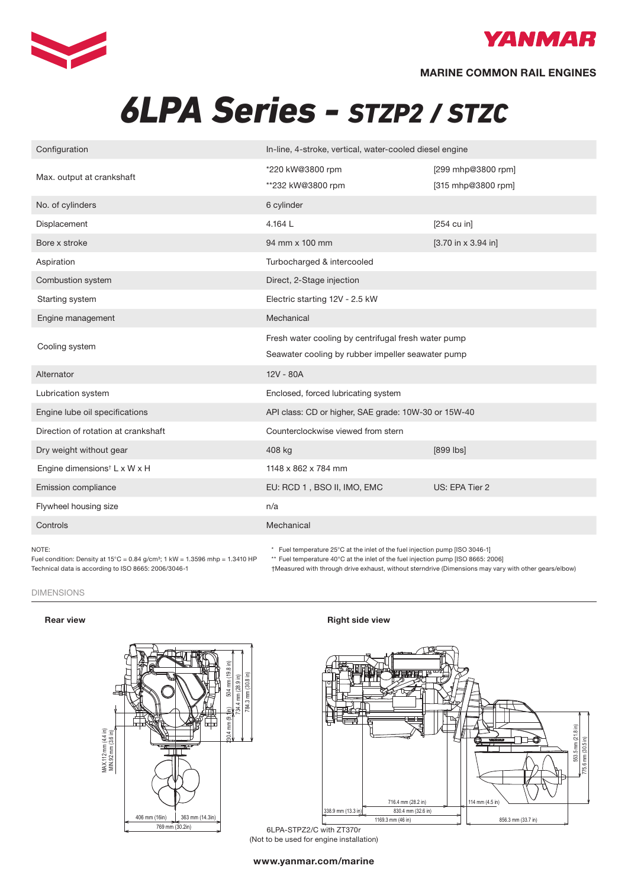# 6LPA Series - STZP2 / STZC

**MARINE COMMON RAIL ENGINES**

| | | |
|---|---|---|
| Configuration | In-line, 4-stroke, vertical, water-cooled diesel engine | |
| Max. output at crankshaft | *220 kW@3800 rpm<br>**232 kW@3800 rpm | [299 mhp@3800 rpm]<br>[315 mhp@3800 rpm] |
| No. of cylinders | 6 cylinder | |
| Displacement | 4.164 L | [254 cu in] |
| Bore x stroke | 94 mm x 100 mm | [3.70 in x 3.94 in] |
| Aspiration | Turbocharged & intercooled | |
| Combustion system | Direct, 2-Stage injection | |
| Starting system | Electric starting 12V - 2.5 kW | |
| Engine management | Mechanical | |
| Cooling system | Fresh water cooling by centrifugal fresh water pump<br>Seawater cooling by rubber impeller seawater pump | |
| Alternator | 12V - 80A | |
| Lubrication system | Enclosed, forced lubricating system | |
| Engine lube oil specifications | API class: CD or higher, SAE grade: 10W-30 or 15W-40 | |
| Direction of rotation at crankshaft | Counterclockwise viewed from stern | |
| Dry weight without gear | 408 kg | [899 lbs] |
| Engine dimensions† L x W x H | 1148 x 862 x 784 mm | |
| Emission compliance | EU: RCD 1 , BSO II, IMO, EMC | US: EPA Tier 2 |
| Flywheel housing size | n/a | |
| Controls | Mechanical | |

NOTE:
Fuel condition: Density at 15°C = 0.84 g/cm³; 1 kW = 1.3596 mhp = 1.3410 HP
Technical data is according to ISO 8665: 2006/3046-1

* Fuel temperature 25°C at the inlet of the fuel injection pump [ISO 3046-1]
** Fuel temperature 40°C at the inlet of the fuel injection pump [ISO 8665: 2006]
†Measured with through drive exhaust, without sterndrive (Dimensions may vary with other gears/elbow)

## DIMENSIONS

**Rear view**

**Right side view**

6LPA-STZP2/C with ZT370r
(Not to be used for engine installation)

www.yanmar.com/marine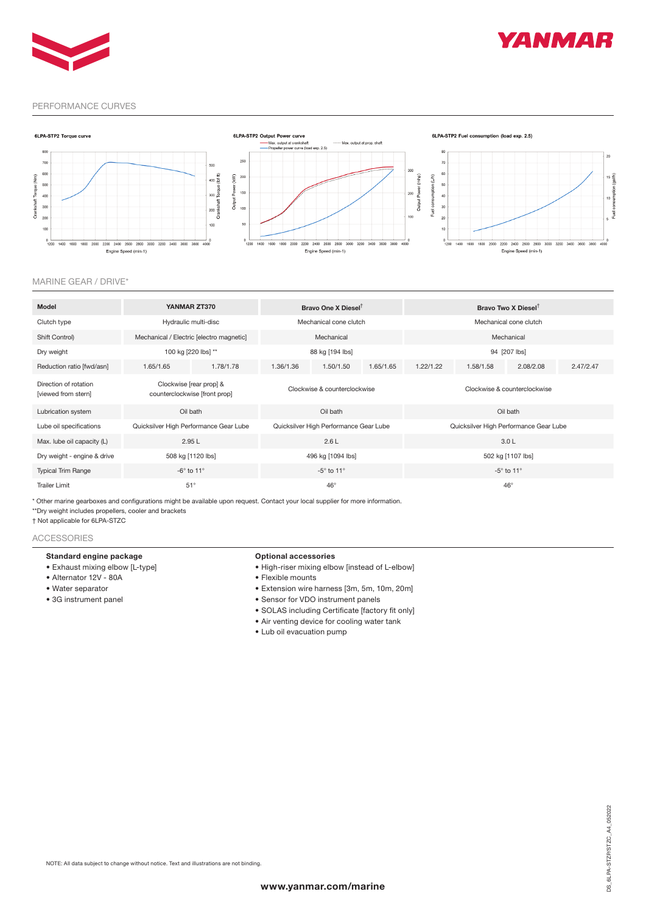## PERFORMANCE CURVES

6LPA-STP2 Torque curve

Crankshaft Torque (Nm)

800
700
600
500
400
300
200
100
0

Crankshaft Torque (lbf ft)

500
400
300
200
100
0

1200 1400 1600 1800 2000 2200 2400 2600 2800 3000 3200 3400 3600 3800 4000

Engine Speed (min-1)

6LPA-STP2 Output Power curve

Max. output at crankshaft
Max. output at prop. shaft
Propeller power curve (load exp. 2.5)

Output Power (kW)

250
200
150
100
50
0

Output Power (mhp)

300
200
100
0

1200 1400 1600 1800 2000 2200 2400 2600 2800 3000 3200 3400 3600 3800 4000

Engine Speed (min-1)

6LPA-STP2 Fuel consumption (load exp. 2.5)

Fuel consumption (L/h)

80
70
60
50
40
30
20
10
0

Fuel consumption (gal/h)

20
15
10
5
0

1200 1400 1600 1800 2000 2200 2400 2600 2800 3000 3200 3400 3600 3800 4000

Engine Speed (min-1)

## MARINE GEAR / DRIVE*

| Model | YANMAR ZT370 | | Bravo One X Diesel† | | | Bravo Two X Diesel† | | | |
|---|---|---|---|---|---|---|---|---|---|
| Clutch type | Hydraulic multi-disc | | Mechanical cone clutch | | | Mechanical cone clutch | | | |
| Shift Control) | Mechanical / Electric [electro magnetic] | | Mechanical | | | Mechanical | | | |
| Dry weight | 100 kg [220 lbs] ** | | 88 kg [194 lbs] | | | 94 [207 lbs] | | | |
| Reduction ratio [fwd/asn] | 1.65/1.65 | 1.78/1.78 | 1.36/1.36 | 1.50/1.50 | 1.65/1.65 | 1.22/1.22 | 1.58/1.58 | 2.08/2.08 | 2.47/2.47 |
| Direction of rotation [viewed from stern] | Clockwise [rear prop] & counterclockwise [front prop] | | Clockwise & counterclockwise | | | Clockwise & counterclockwise | | | |
| Lubrication system | Oil bath | | Oil bath | | | Oil bath | | | |
| Lube oil specifications | Quicksilver High Performance Gear Lube | | Quicksilver High Performance Gear Lube | | | Quicksilver High Performance Gear Lube | | | |
| Max. lube oil capacity (L) | 2.95 L | | 2.6 L | | | 3.0 L | | | |
| Dry weight - engine & drive | 508 kg [1120 lbs] | | 496 kg [1094 lbs] | | | 502 kg [1107 lbs] | | | |
| Typical Trim Range | -6° to 11° | | -5° to 11° | | | -5° to 11° | | | |
| Trailer Limit | 51° | | 46° | | | 46° | | | |

* Other marine gearboxes and configurations might be available upon request. Contact your local supplier for more information.

**Dry weight includes propellers, cooler and brackets

† Not applicable for 6LPA-STZC

## ACCESSORIES

**Standard engine package**

- Exhaust mixing elbow [L-type]
- Alternator 12V - 80A
- Water separator
- 3G instrument panel

**Optional accessories**

- High-riser mixing elbow [instead of L-elbow]
- Flexible mounts
- Extension wire harness [3m, 5m, 10m, 20m]
- Sensor for VDO instrument panels
- SOLAS including Certificate [factory fit only]
- Air venting device for cooling water tank
- Lub oil evacuation pump

NOTE: All data subject to change without notice. Text and illustrations are not binding.

www.yanmar.com/marine

DS_6LPA-STZP/STZC_A4_052022